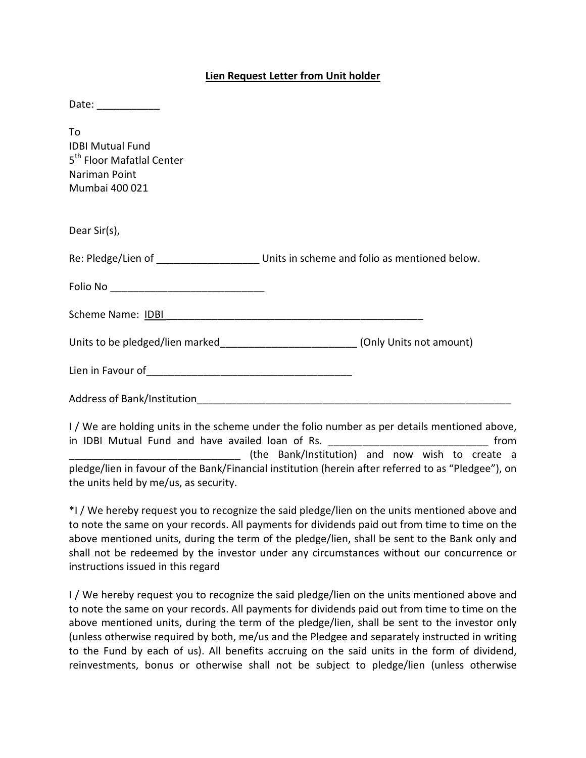**<u>Lien Request Letter from Unit holder</u>**

Date: ___________

To
IDBI Mutual Fund
5th Floor Mafatlal Center
Nariman Point
Mumbai 400 021

Dear Sir(s),

Re: Pledge/Lien of __________________ Units in scheme and folio as mentioned below.

Folio No ___________________________

Scheme Name: IDBI_______________________________________________

Units to be pledged/lien marked________________________ (Only Units not amount)

Lien in Favour of_____________________________________

Address of Bank/Institution__________________________________________________________

I / We are holding units in the scheme under the folio number as per details mentioned above, in IDBI Mutual Fund and have availed loan of Rs. ____________________________ from ______________________________ (the Bank/Institution) and now wish to create a pledge/lien in favour of the Bank/Financial institution (herein after referred to as "Pledgee"), on the units held by me/us, as security.

*I / We hereby request you to recognize the said pledge/lien on the units mentioned above and to note the same on your records. All payments for dividends paid out from time to time on the above mentioned units, during the term of the pledge/lien, shall be sent to the Bank only and shall not be redeemed by the investor under any circumstances without our concurrence or instructions issued in this regard

I / We hereby request you to recognize the said pledge/lien on the units mentioned above and to note the same on your records. All payments for dividends paid out from time to time on the above mentioned units, during the term of the pledge/lien, shall be sent to the investor only (unless otherwise required by both, me/us and the Pledgee and separately instructed in writing to the Fund by each of us). All benefits accruing on the said units in the form of dividend, reinvestments, bonus or otherwise shall not be subject to pledge/lien (unless otherwise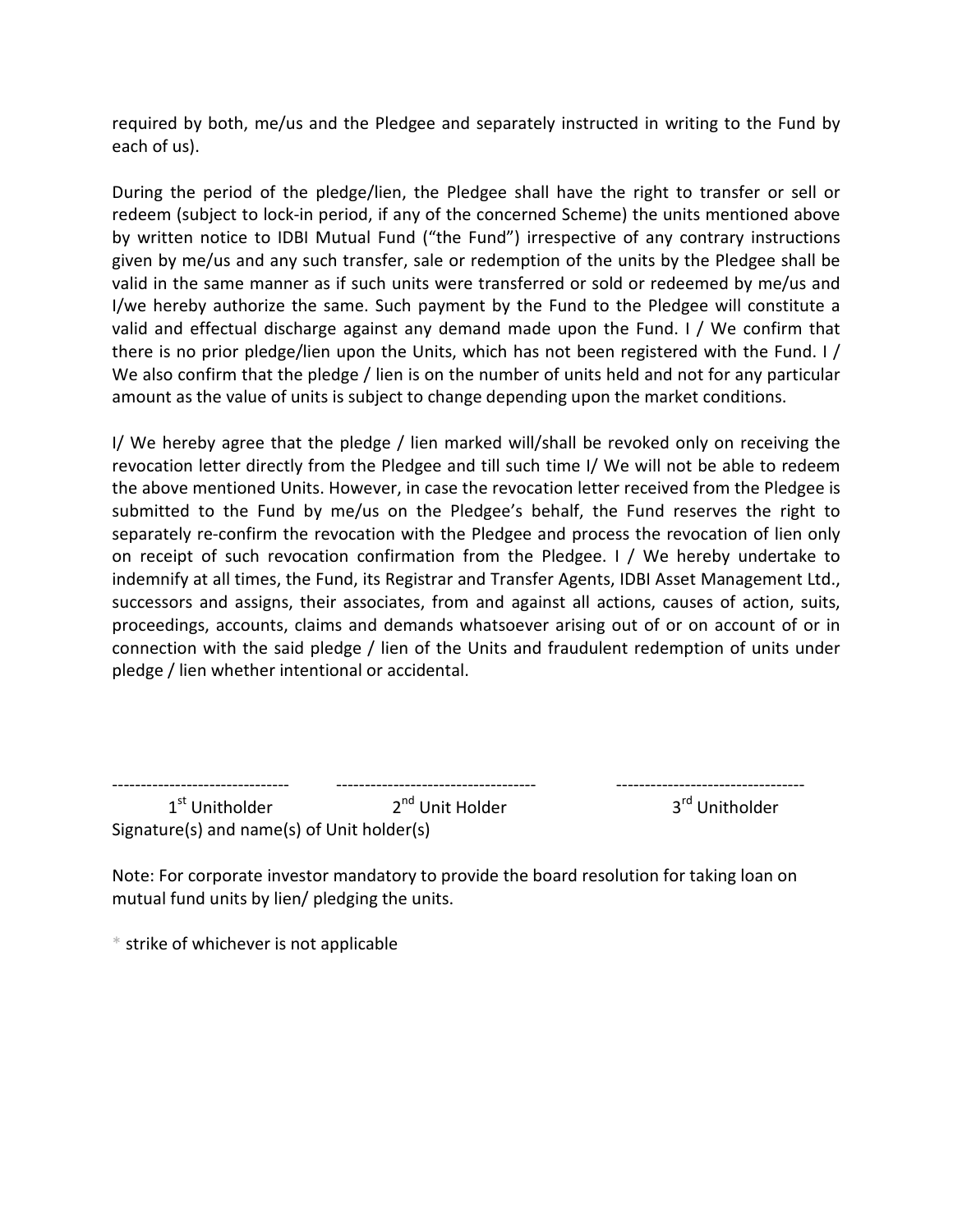required by both, me/us and the Pledgee and separately instructed in writing to the Fund by each of us).

During the period of the pledge/lien, the Pledgee shall have the right to transfer or sell or redeem (subject to lock-in period, if any of the concerned Scheme) the units mentioned above by written notice to IDBI Mutual Fund ("the Fund") irrespective of any contrary instructions given by me/us and any such transfer, sale or redemption of the units by the Pledgee shall be valid in the same manner as if such units were transferred or sold or redeemed by me/us and I/we hereby authorize the same. Such payment by the Fund to the Pledgee will constitute a valid and effectual discharge against any demand made upon the Fund. I / We confirm that there is no prior pledge/lien upon the Units, which has not been registered with the Fund. I / We also confirm that the pledge / lien is on the number of units held and not for any particular amount as the value of units is subject to change depending upon the market conditions.

I/ We hereby agree that the pledge / lien marked will/shall be revoked only on receiving the revocation letter directly from the Pledgee and till such time I/ We will not be able to redeem the above mentioned Units. However, in case the revocation letter received from the Pledgee is submitted to the Fund by me/us on the Pledgee's behalf, the Fund reserves the right to separately re-confirm the revocation with the Pledgee and process the revocation of lien only on receipt of such revocation confirmation from the Pledgee. I / We hereby undertake to indemnify at all times, the Fund, its Registrar and Transfer Agents, IDBI Asset Management Ltd., successors and assigns, their associates, from and against all actions, causes of action, suits, proceedings, accounts, claims and demands whatsoever arising out of or on account of or in connection with the said pledge / lien of the Units and fraudulent redemption of units under pledge / lien whether intentional or accidental.

| ------------------------------- | ----------------------------------- | --------------------------------- |
|---|---|---|
| 1st Unitholder | 2nd Unit Holder | 3rd Unitholder |

Signature(s) and name(s) of Unit holder(s)

Note: For corporate investor mandatory to provide the board resolution for taking loan on mutual fund units by lien/ pledging the units.

* strike of whichever is not applicable